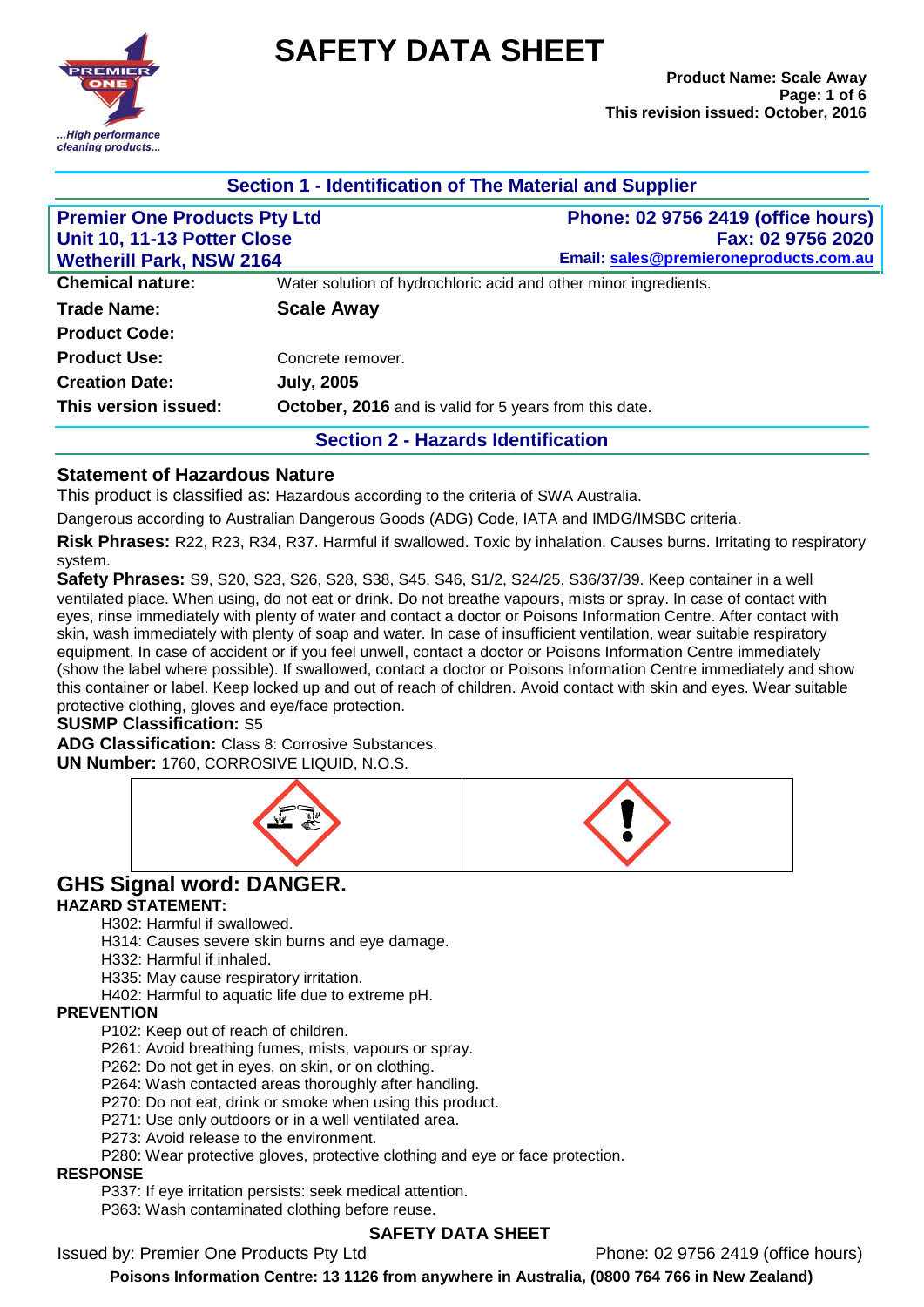# SAFETY DATA SHEET

**Product Name: Scale Away**
**This revision issued: October, 2016**

## Section 1 - Identification of The Material and Supplier

**Premier One Products Pty Ltd**
**Unit 10, 11-13 Potter Close**
**Wetherill Park, NSW 2164**

**Phone: 02 9756 2419 (office hours)**
**Fax: 02 9756 2020**
**Email: sales@premieroneproducts.com.au**

| | |
|---|---|
| **Chemical nature:** | Water solution of hydrochloric acid and other minor ingredients. |
| **Trade Name:** | **Scale Away** |
| **Product Code:** | |
| **Product Use:** | Concrete remover. |
| **Creation Date:** | **July, 2005** |
| **This version issued:** | **October, 2016** and is valid for 5 years from this date. |

## Section 2 - Hazards Identification

### Statement of Hazardous Nature

This product is classified as: Hazardous according to the criteria of SWA Australia.

Dangerous according to Australian Dangerous Goods (ADG) Code, IATA and IMDG/IMSBC criteria.

**Risk Phrases:** R22, R23, R34, R37. Harmful if swallowed. Toxic by inhalation. Causes burns. Irritating to respiratory system.

**Safety Phrases:** S9, S20, S23, S26, S28, S38, S45, S46, S1/2, S24/25, S36/37/39. Keep container in a well ventilated place. When using, do not eat or drink. Do not breathe vapours, mists or spray. In case of contact with eyes, rinse immediately with plenty of water and contact a doctor or Poisons Information Centre. After contact with skin, wash immediately with plenty of soap and water. In case of insufficient ventilation, wear suitable respiratory equipment. In case of accident or if you feel unwell, contact a doctor or Poisons Information Centre immediately (show the label where possible). If swallowed, contact a doctor or Poisons Information Centre immediately and show this container or label. Keep locked up and out of reach of children. Avoid contact with skin and eyes. Wear suitable protective clothing, gloves and eye/face protection.

**SUSMP Classification:** S5

**ADG Classification:** Class 8: Corrosive Substances.

**UN Number:** 1760, CORROSIVE LIQUID, N.O.S.

## GHS Signal word: DANGER.

**HAZARD STATEMENT:**

- H302: Harmful if swallowed.
- H314: Causes severe skin burns and eye damage.
- H332: Harmful if inhaled.
- H335: May cause respiratory irritation.
- H402: Harmful to aquatic life due to extreme pH.

**PREVENTION**

- P102: Keep out of reach of children.
- P261: Avoid breathing fumes, mists, vapours or spray.
- P262: Do not get in eyes, on skin, or on clothing.
- P264: Wash contacted areas thoroughly after handling.
- P270: Do not eat, drink or smoke when using this product.
- P271: Use only outdoors or in a well ventilated area.
- P273: Avoid release to the environment.
- P280: Wear protective gloves, protective clothing and eye or face protection.

**RESPONSE**

- P337: If eye irritation persists: seek medical attention.
- P363: Wash contaminated clothing before reuse.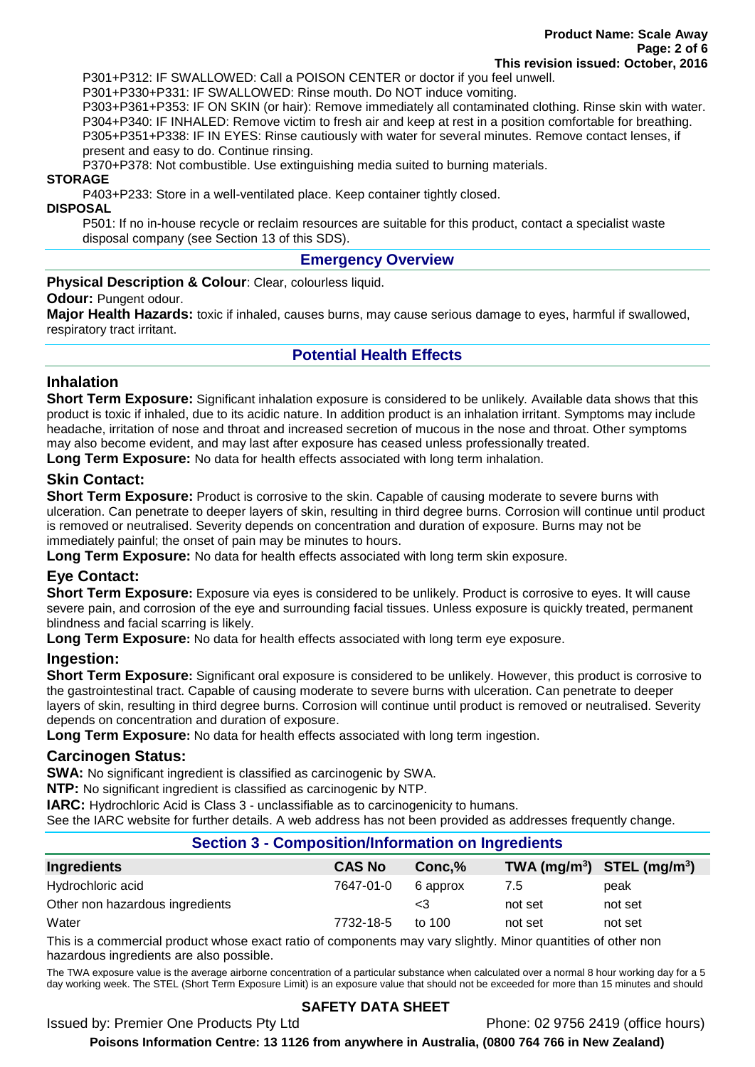P301+P312: IF SWALLOWED: Call a POISON CENTER or doctor if you feel unwell.
P301+P330+P331: IF SWALLOWED: Rinse mouth. Do NOT induce vomiting.
P303+P361+P353: IF ON SKIN (or hair): Remove immediately all contaminated clothing. Rinse skin with water.
P304+P340: IF INHALED: Remove victim to fresh air and keep at rest in a position comfortable for breathing.
P305+P351+P338: IF IN EYES: Rinse cautiously with water for several minutes. Remove contact lenses, if present and easy to do. Continue rinsing.
P370+P378: Not combustible. Use extinguishing media suited to burning materials.

**STORAGE**

P403+P233: Store in a well-ventilated place. Keep container tightly closed.

**DISPOSAL**

P501: If no in-house recycle or reclaim resources are suitable for this product, contact a specialist waste disposal company (see Section 13 of this SDS).

## Emergency Overview

**Physical Description & Colour**: Clear, colourless liquid.

**Odour:** Pungent odour.

**Major Health Hazards:** toxic if inhaled, causes burns, may cause serious damage to eyes, harmful if swallowed, respiratory tract irritant.

## Potential Health Effects

### Inhalation

**Short Term Exposure:** Significant inhalation exposure is considered to be unlikely. Available data shows that this product is toxic if inhaled, due to its acidic nature. In addition product is an inhalation irritant. Symptoms may include headache, irritation of nose and throat and increased secretion of mucous in the nose and throat. Other symptoms may also become evident, and may last after exposure has ceased unless professionally treated.

**Long Term Exposure:** No data for health effects associated with long term inhalation.

### Skin Contact:

**Short Term Exposure:** Product is corrosive to the skin. Capable of causing moderate to severe burns with ulceration. Can penetrate to deeper layers of skin, resulting in third degree burns. Corrosion will continue until product is removed or neutralised. Severity depends on concentration and duration of exposure. Burns may not be immediately painful; the onset of pain may be minutes to hours.

**Long Term Exposure:** No data for health effects associated with long term skin exposure.

### Eye Contact:

**Short Term Exposure:** Exposure via eyes is considered to be unlikely. Product is corrosive to eyes. It will cause severe pain, and corrosion of the eye and surrounding facial tissues. Unless exposure is quickly treated, permanent blindness and facial scarring is likely.

**Long Term Exposure:** No data for health effects associated with long term eye exposure.

### Ingestion:

**Short Term Exposure:** Significant oral exposure is considered to be unlikely. However, this product is corrosive to the gastrointestinal tract. Capable of causing moderate to severe burns with ulceration. Can penetrate to deeper layers of skin, resulting in third degree burns. Corrosion will continue until product is removed or neutralised. Severity depends on concentration and duration of exposure.

**Long Term Exposure:** No data for health effects associated with long term ingestion.

### Carcinogen Status:

**SWA:** No significant ingredient is classified as carcinogenic by SWA.

**NTP:** No significant ingredient is classified as carcinogenic by NTP.

**IARC:** Hydrochloric Acid is Class 3 - unclassifiable as to carcinogenicity to humans.

See the IARC website for further details. A web address has not been provided as addresses frequently change.

## Section 3 - Composition/Information on Ingredients

| Ingredients | CAS No | Conc,% | TWA ($mg/m^3$) | STEL ($mg/m^3$) |
|---|---|---|---|---|
| Hydrochloric acid | 7647-01-0 | 6 approx | 7.5 | peak |
| Other non hazardous ingredients | | <3 | not set | not set |
| Water | 7732-18-5 | to 100 | not set | not set |

This is a commercial product whose exact ratio of components may vary slightly. Minor quantities of other non hazardous ingredients are also possible.

The TWA exposure value is the average airborne concentration of a particular substance when calculated over a normal 8 hour working day for a 5 day working week. The STEL (Short Term Exposure Limit) is an exposure value that should not be exceeded for more than 15 minutes and should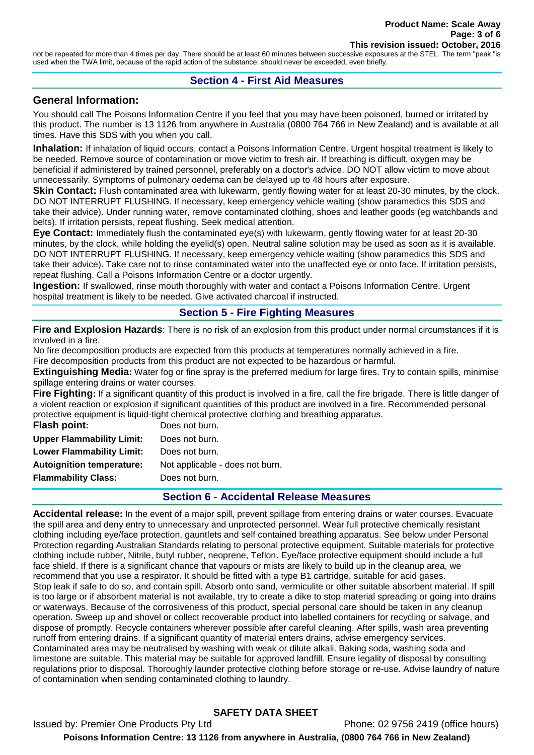not be repeated for more than 4 times per day. There should be at least 60 minutes between successive exposures at the STEL. The term "peak "is used when the TWA limit, because of the rapid action of the substance, should never be exceeded, even briefly.

## Section 4 - First Aid Measures

### General Information:

You should call The Poisons Information Centre if you feel that you may have been poisoned, burned or irritated by this product. The number is 13 1126 from anywhere in Australia (0800 764 766 in New Zealand) and is available at all times. Have this SDS with you when you call.

**Inhalation:** If inhalation of liquid occurs, contact a Poisons Information Centre. Urgent hospital treatment is likely to be needed. Remove source of contamination or move victim to fresh air. If breathing is difficult, oxygen may be beneficial if administered by trained personnel, preferably on a doctor's advice. DO NOT allow victim to move about unnecessarily. Symptoms of pulmonary oedema can be delayed up to 48 hours after exposure.

**Skin Contact:** Flush contaminated area with lukewarm, gently flowing water for at least 20-30 minutes, by the clock. DO NOT INTERRUPT FLUSHING. If necessary, keep emergency vehicle waiting (show paramedics this SDS and take their advice). Under running water, remove contaminated clothing, shoes and leather goods (eg watchbands and belts). If irritation persists, repeat flushing. Seek medical attention.

**Eye Contact:** Immediately flush the contaminated eye(s) with lukewarm, gently flowing water for at least 20-30 minutes, by the clock, while holding the eyelid(s) open. Neutral saline solution may be used as soon as it is available. DO NOT INTERRUPT FLUSHING. If necessary, keep emergency vehicle waiting (show paramedics this SDS and take their advice). Take care not to rinse contaminated water into the unaffected eye or onto face. If irritation persists, repeat flushing. Call a Poisons Information Centre or a doctor urgently.

**Ingestion:** If swallowed, rinse mouth thoroughly with water and contact a Poisons Information Centre. Urgent hospital treatment is likely to be needed. Give activated charcoal if instructed.

## Section 5 - Fire Fighting Measures

**Fire and Explosion Hazards**: There is no risk of an explosion from this product under normal circumstances if it is involved in a fire.

No fire decomposition products are expected from this products at temperatures normally achieved in a fire.

Fire decomposition products from this product are not expected to be hazardous or harmful.

**Extinguishing Media:** Water fog or fine spray is the preferred medium for large fires. Try to contain spills, minimise spillage entering drains or water courses.

**Fire Fighting:** If a significant quantity of this product is involved in a fire, call the fire brigade. There is little danger of a violent reaction or explosion if significant quantities of this product are involved in a fire. Recommended personal protective equipment is liquid-tight chemical protective clothing and breathing apparatus.

| | |
|---|---|
| **Flash point:** | Does not burn. |
| **Upper Flammability Limit:** | Does not burn. |
| **Lower Flammability Limit:** | Does not burn. |
| **Autoignition temperature:** | Not applicable - does not burn. |
| **Flammability Class:** | Does not burn. |

## Section 6 - Accidental Release Measures

**Accidental release:** In the event of a major spill, prevent spillage from entering drains or water courses. Evacuate the spill area and deny entry to unnecessary and unprotected personnel. Wear full protective chemically resistant clothing including eye/face protection, gauntlets and self contained breathing apparatus. See below under Personal Protection regarding Australian Standards relating to personal protective equipment. Suitable materials for protective clothing include rubber, Nitrile, butyl rubber, neoprene, Teflon. Eye/face protective equipment should include a full face shield. If there is a significant chance that vapours or mists are likely to build up in the cleanup area, we recommend that you use a respirator. It should be fitted with a type B1 cartridge, suitable for acid gases.

Stop leak if safe to do so, and contain spill. Absorb onto sand, vermiculite or other suitable absorbent material. If spill is too large or if absorbent material is not available, try to create a dike to stop material spreading or going into drains or waterways. Because of the corrosiveness of this product, special personal care should be taken in any cleanup operation. Sweep up and shovel or collect recoverable product into labelled containers for recycling or salvage, and dispose of promptly. Recycle containers wherever possible after careful cleaning. After spills, wash area preventing runoff from entering drains. If a significant quantity of material enters drains, advise emergency services. Contaminated area may be neutralised by washing with weak or dilute alkali. Baking soda, washing soda and limestone are suitable. This material may be suitable for approved landfill. Ensure legality of disposal by consulting regulations prior to disposal. Thoroughly launder protective clothing before storage or re-use. Advise laundry of nature of contamination when sending contaminated clothing to laundry.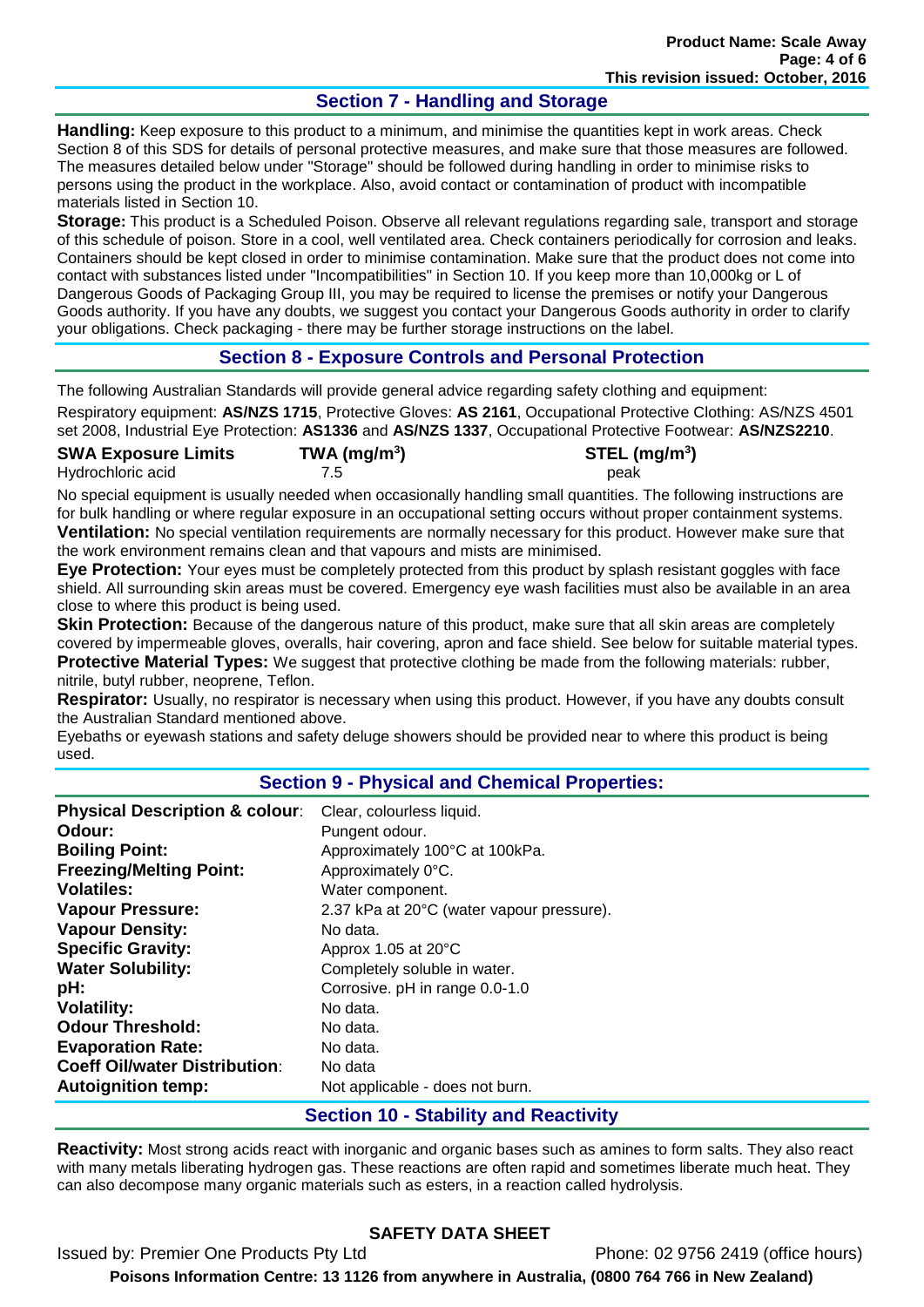## Section 7 - Handling and Storage

**Handling:** Keep exposure to this product to a minimum, and minimise the quantities kept in work areas. Check Section 8 of this SDS for details of personal protective measures, and make sure that those measures are followed. The measures detailed below under "Storage" should be followed during handling in order to minimise risks to persons using the product in the workplace. Also, avoid contact or contamination of product with incompatible materials listed in Section 10.

**Storage:** This product is a Scheduled Poison. Observe all relevant regulations regarding sale, transport and storage of this schedule of poison. Store in a cool, well ventilated area. Check containers periodically for corrosion and leaks. Containers should be kept closed in order to minimise contamination. Make sure that the product does not come into contact with substances listed under "Incompatibilities" in Section 10. If you keep more than 10,000kg or L of Dangerous Goods of Packaging Group III, you may be required to license the premises or notify your Dangerous Goods authority. If you have any doubts, we suggest you contact your Dangerous Goods authority in order to clarify your obligations. Check packaging - there may be further storage instructions on the label.

## Section 8 - Exposure Controls and Personal Protection

The following Australian Standards will provide general advice regarding safety clothing and equipment:

Respiratory equipment: **AS/NZS 1715**, Protective Gloves: **AS 2161**, Occupational Protective Clothing: AS/NZS 4501 set 2008, Industrial Eye Protection: **AS1336** and **AS/NZS 1337**, Occupational Protective Footwear: **AS/NZS2210**.

| SWA Exposure Limits | TWA ($mg/m^3$) | STEL ($mg/m^3$) |
|---|---|---|
| Hydrochloric acid | 7.5 | peak |

No special equipment is usually needed when occasionally handling small quantities. The following instructions are for bulk handling or where regular exposure in an occupational setting occurs without proper containment systems.

**Ventilation:** No special ventilation requirements are normally necessary for this product. However make sure that the work environment remains clean and that vapours and mists are minimised.

**Eye Protection:** Your eyes must be completely protected from this product by splash resistant goggles with face shield. All surrounding skin areas must be covered. Emergency eye wash facilities must also be available in an area close to where this product is being used.

**Skin Protection:** Because of the dangerous nature of this product, make sure that all skin areas are completely covered by impermeable gloves, overalls, hair covering, apron and face shield. See below for suitable material types.

**Protective Material Types:** We suggest that protective clothing be made from the following materials: rubber, nitrile, butyl rubber, neoprene, Teflon.

**Respirator:** Usually, no respirator is necessary when using this product. However, if you have any doubts consult the Australian Standard mentioned above.

Eyebaths or eyewash stations and safety deluge showers should be provided near to where this product is being used.

## Section 9 - Physical and Chemical Properties:

| | |
|---|---|
| **Physical Description & colour**: | Clear, colourless liquid. |
| **Odour:** | Pungent odour. |
| **Boiling Point:** | Approximately 100°C at 100kPa. |
| **Freezing/Melting Point:** | Approximately 0°C. |
| **Volatiles:** | Water component. |
| **Vapour Pressure:** | 2.37 kPa at 20°C (water vapour pressure). |
| **Vapour Density:** | No data. |
| **Specific Gravity:** | Approx 1.05 at 20°C |
| **Water Solubility:** | Completely soluble in water. |
| **pH:** | Corrosive. pH in range 0.0-1.0 |
| **Volatility:** | No data. |
| **Odour Threshold:** | No data. |
| **Evaporation Rate:** | No data. |
| **Coeff Oil/water Distribution**: | No data |
| **Autoignition temp:** | Not applicable - does not burn. |

## Section 10 - Stability and Reactivity

**Reactivity:** Most strong acids react with inorganic and organic bases such as amines to form salts. They also react with many metals liberating hydrogen gas. These reactions are often rapid and sometimes liberate much heat. They can also decompose many organic materials such as esters, in a reaction called hydrolysis.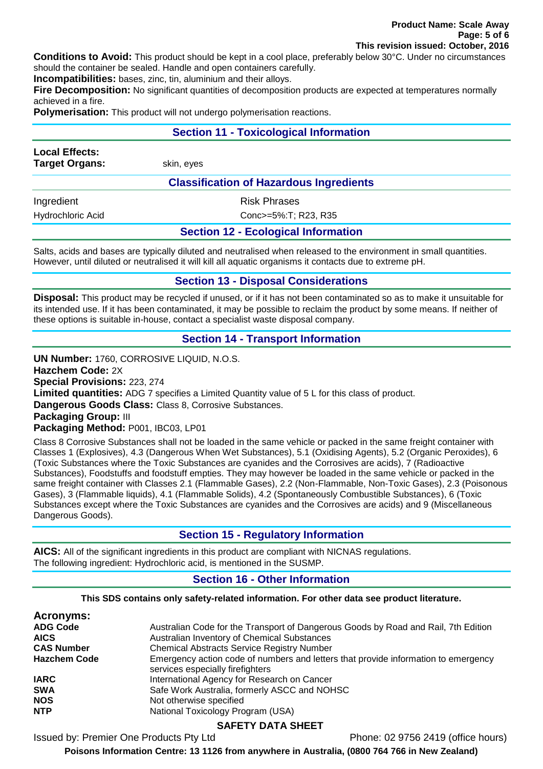**Conditions to Avoid:** This product should be kept in a cool place, preferably below 30°C. Under no circumstances should the container be sealed. Handle and open containers carefully.
**Incompatibilities:** bases, zinc, tin, aluminium and their alloys.
**Fire Decomposition:** No significant quantities of decomposition products are expected at temperatures normally achieved in a fire.
**Polymerisation:** This product will not undergo polymerisation reactions.

## Section 11 - Toxicological Information

**Local Effects:**
**Target Organs:** skin, eyes

### Classification of Hazardous Ingredients

| Ingredient | Risk Phrases |
|---|---|
| Hydrochloric Acid | Conc>=5%:T; R23, R35 |

## Section 12 - Ecological Information

Salts, acids and bases are typically diluted and neutralised when released to the environment in small quantities. However, until diluted or neutralised it will kill all aquatic organisms it contacts due to extreme pH.

## Section 13 - Disposal Considerations

**Disposal:** This product may be recycled if unused, or if it has not been contaminated so as to make it unsuitable for its intended use. If it has been contaminated, it may be possible to reclaim the product by some means. If neither of these options is suitable in-house, contact a specialist waste disposal company.

## Section 14 - Transport Information

**UN Number:** 1760, CORROSIVE LIQUID, N.O.S.
**Hazchem Code:** 2X
**Special Provisions:** 223, 274
**Limited quantities:** ADG 7 specifies a Limited Quantity value of 5 L for this class of product.
**Dangerous Goods Class:** Class 8, Corrosive Substances.
**Packaging Group:** III
**Packaging Method:** P001, IBC03, LP01

Class 8 Corrosive Substances shall not be loaded in the same vehicle or packed in the same freight container with Classes 1 (Explosives), 4.3 (Dangerous When Wet Substances), 5.1 (Oxidising Agents), 5.2 (Organic Peroxides), 6 (Toxic Substances where the Toxic Substances are cyanides and the Corrosives are acids), 7 (Radioactive Substances), Foodstuffs and foodstuff empties. They may however be loaded in the same vehicle or packed in the same freight container with Classes 2.1 (Flammable Gases), 2.2 (Non-Flammable, Non-Toxic Gases), 2.3 (Poisonous Gases), 3 (Flammable liquids), 4.1 (Flammable Solids), 4.2 (Spontaneously Combustible Substances), 6 (Toxic Substances except where the Toxic Substances are cyanides and the Corrosives are acids) and 9 (Miscellaneous Dangerous Goods).

## Section 15 - Regulatory Information

**AICS:** All of the significant ingredients in this product are compliant with NICNAS regulations.
The following ingredient: Hydrochloric acid, is mentioned in the SUSMP.

## Section 16 - Other Information

**This SDS contains only safety-related information. For other data see product literature.**

### Acronyms:

| | |
|---|---|
| **ADG Code** | Australian Code for the Transport of Dangerous Goods by Road and Rail, 7th Edition |
| **AICS** | Australian Inventory of Chemical Substances |
| **CAS Number** | Chemical Abstracts Service Registry Number |
| **Hazchem Code** | Emergency action code of numbers and letters that provide information to emergency services especially firefighters |
| **IARC** | International Agency for Research on Cancer |
| **SWA** | Safe Work Australia, formerly ASCC and NOHSC |
| **NOS** | Not otherwise specified |
| **NTP** | National Toxicology Program (USA) |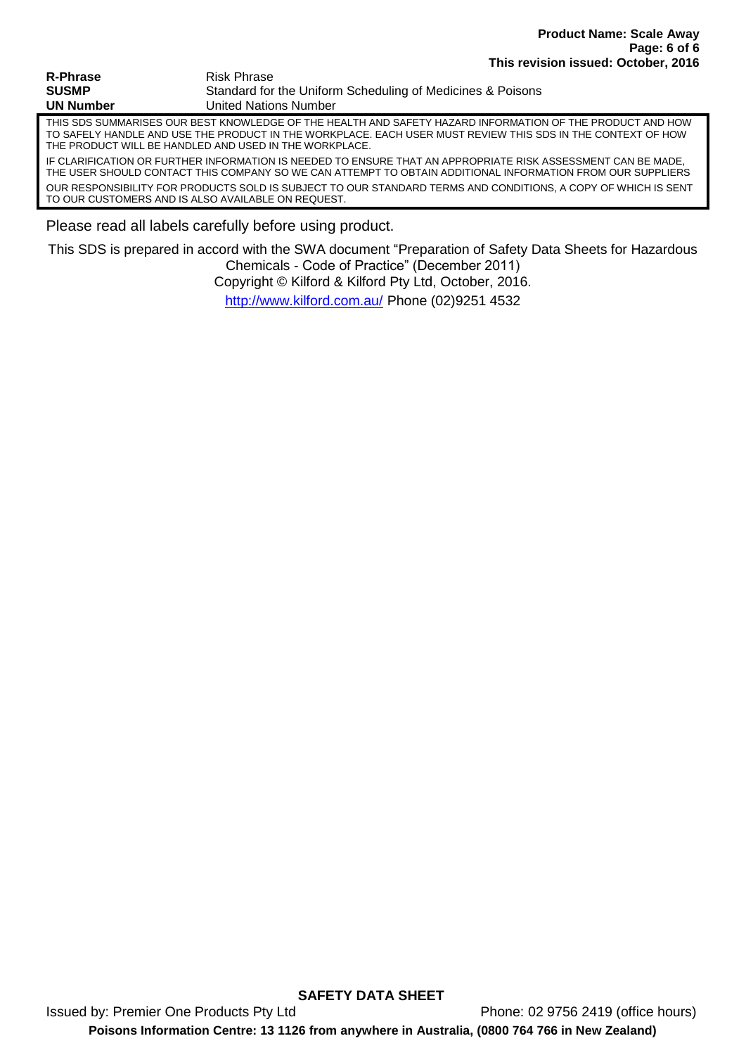| | |
|---|---|
| **R-Phrase** | Risk Phrase |
| **SUSMP** | Standard for the Uniform Scheduling of Medicines & Poisons |
| **UN Number** | United Nations Number |

THIS SDS SUMMARISES OUR BEST KNOWLEDGE OF THE HEALTH AND SAFETY HAZARD INFORMATION OF THE PRODUCT AND HOW TO SAFELY HANDLE AND USE THE PRODUCT IN THE WORKPLACE. EACH USER MUST REVIEW THIS SDS IN THE CONTEXT OF HOW THE PRODUCT WILL BE HANDLED AND USED IN THE WORKPLACE.

IF CLARIFICATION OR FURTHER INFORMATION IS NEEDED TO ENSURE THAT AN APPROPRIATE RISK ASSESSMENT CAN BE MADE, THE USER SHOULD CONTACT THIS COMPANY SO WE CAN ATTEMPT TO OBTAIN ADDITIONAL INFORMATION FROM OUR SUPPLIERS

OUR RESPONSIBILITY FOR PRODUCTS SOLD IS SUBJECT TO OUR STANDARD TERMS AND CONDITIONS, A COPY OF WHICH IS SENT TO OUR CUSTOMERS AND IS ALSO AVAILABLE ON REQUEST.

Please read all labels carefully before using product.

This SDS is prepared in accord with the SWA document "Preparation of Safety Data Sheets for Hazardous Chemicals - Code of Practice" (December 2011)

Copyright © Kilford & Kilford Pty Ltd, October, 2016.

http://www.kilford.com.au/ Phone (02)9251 4532